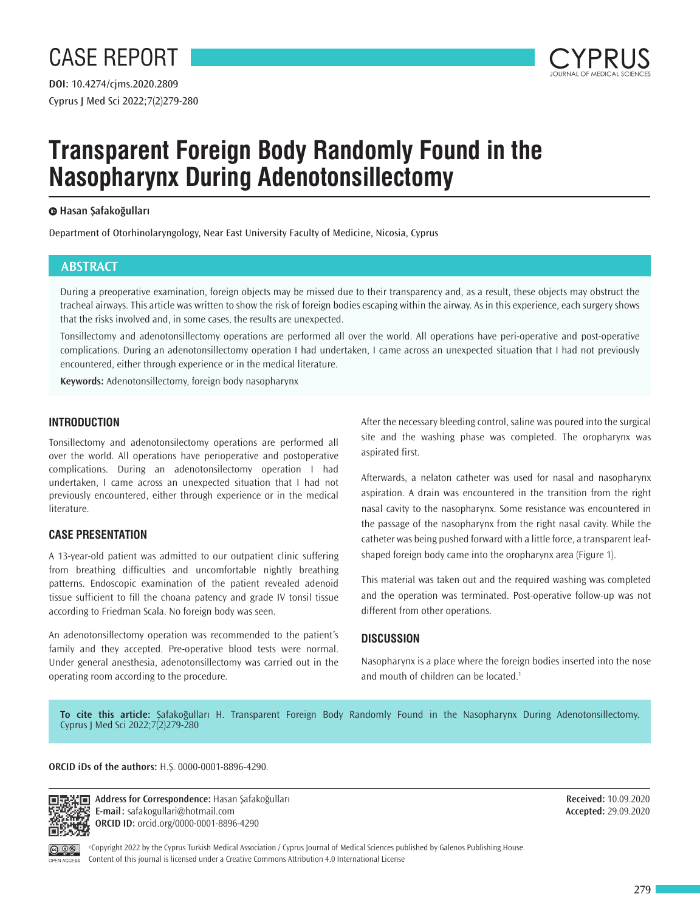CASE REPORT

DOI: 10.4274/cjms.2020.2809

# Transparent Foreign Body Randomly Found in the Nasopharynx During Adenotonsillectomy

**Hasan Şafakoğulları**

Department of Otorhinolaryngology, Near East University Faculty of Medicine, Nicosia, Cyprus

## ABSTRACT

During a preoperative examination, foreign objects may be missed due to their transparency and, as a result, these objects may obstruct the tracheal airways. This article was written to show the risk of foreign bodies escaping within the airway. As in this experience, each surgery shows that the risks involved and, in some cases, the results are unexpected.

Tonsillectomy and adenotonsillectomy operations are performed all over the world. All operations have peri-operative and post-operative complications. During an adenotonsillectomy operation I had undertaken, I came across an unexpected situation that I had not previously encountered, either through experience or in the medical literature.

**Keywords:** Adenotonsillectomy, foreign body nasopharynx

## INTRODUCTION

Tonsillectomy and adenotonsillectomy operations are performed all over the world. All operations have perioperative and postoperative complications. During an adenotonsillectomy operation I had undertaken, I came across an unexpected situation that I had not previously encountered, either through experience or in the medical literature.

## CASE PRESENTATION

A 13-year-old patient was admitted to our outpatient clinic suffering from breathing difficulties and uncomfortable nightly breathing patterns. Endoscopic examination of the patient revealed adenoid tissue sufficient to fill the choana patency and grade IV tonsil tissue according to Friedman Scala. No foreign body was seen.

An adenotonsillectomy operation was recommended to the patient's family and they accepted. Pre-operative blood tests were normal. Under general anesthesia, adenotonsillectomy was carried out in the operating room according to the procedure.

After the necessary bleeding control, saline was poured into the surgical site and the washing phase was completed. The oropharynx was aspirated first.

Afterwards, a nelaton catheter was used for nasal and nasopharynx aspiration. A drain was encountered in the transition from the right nasal cavity to the nasopharynx. Some resistance was encountered in the passage of the nasopharynx from the right nasal cavity. While the catheter was being pushed forward with a little force, a transparent leaf-shaped foreign body came into the oropharynx area (Figure 1).

This material was taken out and the required washing was completed and the operation was terminated. Post-operative follow-up was not different from other operations.

## DISCUSSION

Nasopharynx is a place where the foreign bodies inserted into the nose and mouth of children can be located.[1]

**To cite this article:** Şafakoğulları H. Transparent Foreign Body Randomly Found in the Nasopharynx During Adenotonsillectomy. Cyprus J Med Sci 2022;7(2)279-280

**ORCID iDs of the authors:** H.Ş. 0000-0001-8896-4290.

**Address for Correspondence:** Hasan Şafakoğulları
**E-mail:** safakogullari@hotmail.com
**ORCID ID:** orcid.org/0000-0001-8896-4290

**Received:** 10.09.2020
**Accepted:** 29.09.2020

©Copyright 2022 by the Cyprus Turkish Medical Association / Cyprus Journal of Medical Sciences published by Galenos Publishing House.
Content of this journal is licensed under a Creative Commons Attribution 4.0 International License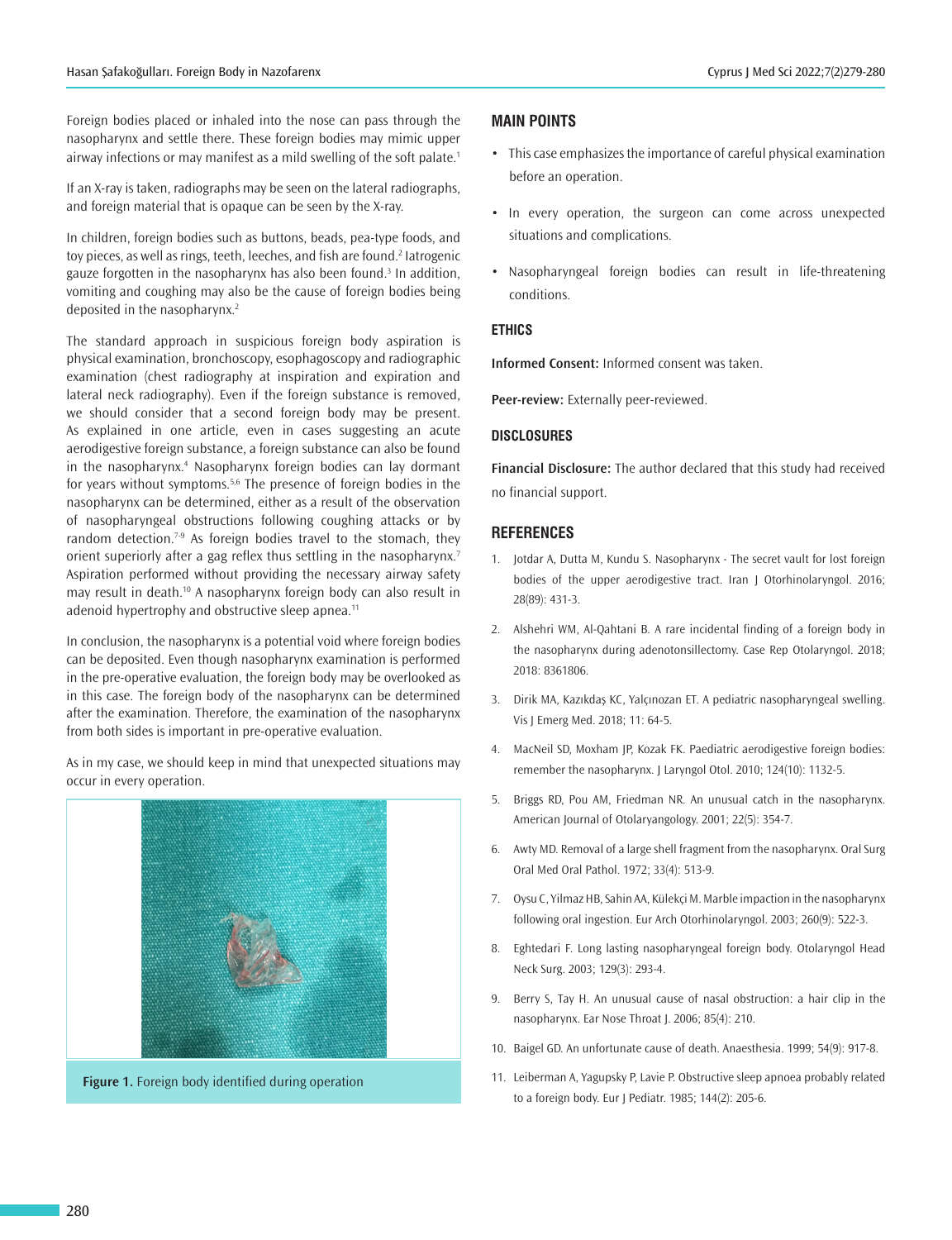Foreign bodies placed or inhaled into the nose can pass through the nasopharynx and settle there. These foreign bodies may mimic upper airway infections or may manifest as a mild swelling of the soft palate.[1]

If an X-ray is taken, radiographs may be seen on the lateral radiographs, and foreign material that is opaque can be seen by the X-ray.

In children, foreign bodies such as buttons, beads, pea-type foods, and toy pieces, as well as rings, teeth, leeches, and fish are found.[2] Iatrogenic gauze forgotten in the nasopharynx has also been found.[3] In addition, vomiting and coughing may also be the cause of foreign bodies being deposited in the nasopharynx.[2]

The standard approach in suspicious foreign body aspiration is physical examination, bronchoscopy, esophagoscopy and radiographic examination (chest radiography at inspiration and expiration and lateral neck radiography). Even if the foreign substance is removed, we should consider that a second foreign body may be present. As explained in one article, even in cases suggesting an acute aerodigestive foreign substance, a foreign substance can also be found in the nasopharynx.[4] Nasopharynx foreign bodies can lay dormant for years without symptoms.[5,6] The presence of foreign bodies in the nasopharynx can be determined, either as a result of the observation of nasopharyngeal obstructions following coughing attacks or by random detection.[7-9] As foreign bodies travel to the stomach, they orient superiorly after a gag reflex thus settling in the nasopharynx.[7] Aspiration performed without providing the necessary airway safety may result in death.[10] A nasopharynx foreign body can also result in adenoid hypertrophy and obstructive sleep apnea.[11]

In conclusion, the nasopharynx is a potential void where foreign bodies can be deposited. Even though nasopharynx examination is performed in the pre-operative evaluation, the foreign body may be overlooked as in this case. The foreign body of the nasopharynx can be determined after the examination. Therefore, the examination of the nasopharynx from both sides is important in pre-operative evaluation.

As in my case, we should keep in mind that unexpected situations may occur in every operation.

**Figure 1.** Foreign body identified during operation

## MAIN POINTS

- This case emphasizes the importance of careful physical examination before an operation.
- In every operation, the surgeon can come across unexpected situations and complications.
- Nasopharyngeal foreign bodies can result in life-threatening conditions.

## ETHICS

**Informed Consent:** Informed consent was taken.

**Peer-review:** Externally peer-reviewed.

## DISCLOSURES

**Financial Disclosure:** The author declared that this study had received no financial support.

## REFERENCES

1. Jotdar A, Dutta M, Kundu S. Nasopharynx - The secret vault for lost foreign bodies of the upper aerodigestive tract. Iran J Otorhinolaryngol. 2016; 28(89): 431-3.
2. Alshehri WM, Al-Qahtani B. A rare incidental finding of a foreign body in the nasopharynx during adenotonsillectomy. Case Rep Otolaryngol. 2018; 2018: 8361806.
3. Dirik MA, Kazıkdaş KC, Yalçınozan ET. A pediatric nasopharyngeal swelling. Vis J Emerg Med. 2018; 11: 64-5.
4. MacNeil SD, Moxham JP, Kozak FK. Paediatric aerodigestive foreign bodies: remember the nasopharynx. J Laryngol Otol. 2010; 124(10): 1132-5.
5. Briggs RD, Pou AM, Friedman NR. An unusual catch in the nasopharynx. American Journal of Otolaryangology. 2001; 22(5): 354-7.
6. Awty MD. Removal of a large shell fragment from the nasopharynx. Oral Surg Oral Med Oral Pathol. 1972; 33(4): 513-9.
7. Oysu C, Yilmaz HB, Sahin AA, Külekçi M. Marble impaction in the nasopharynx following oral ingestion. Eur Arch Otorhinolaryngol. 2003; 260(9): 522-3.
8. Eghtedari F. Long lasting nasopharyngeal foreign body. Otolaryngol Head Neck Surg. 2003; 129(3): 293-4.
9. Berry S, Tay H. An unusual cause of nasal obstruction: a hair clip in the nasopharynx. Ear Nose Throat J. 2006; 85(4): 210.
10. Baigel GD. An unfortunate cause of death. Anaesthesia. 1999; 54(9): 917-8.
11. Leiberman A, Yagupsky P, Lavie P. Obstructive sleep apnoea probably related to a foreign body. Eur J Pediatr. 1985; 144(2): 205-6.